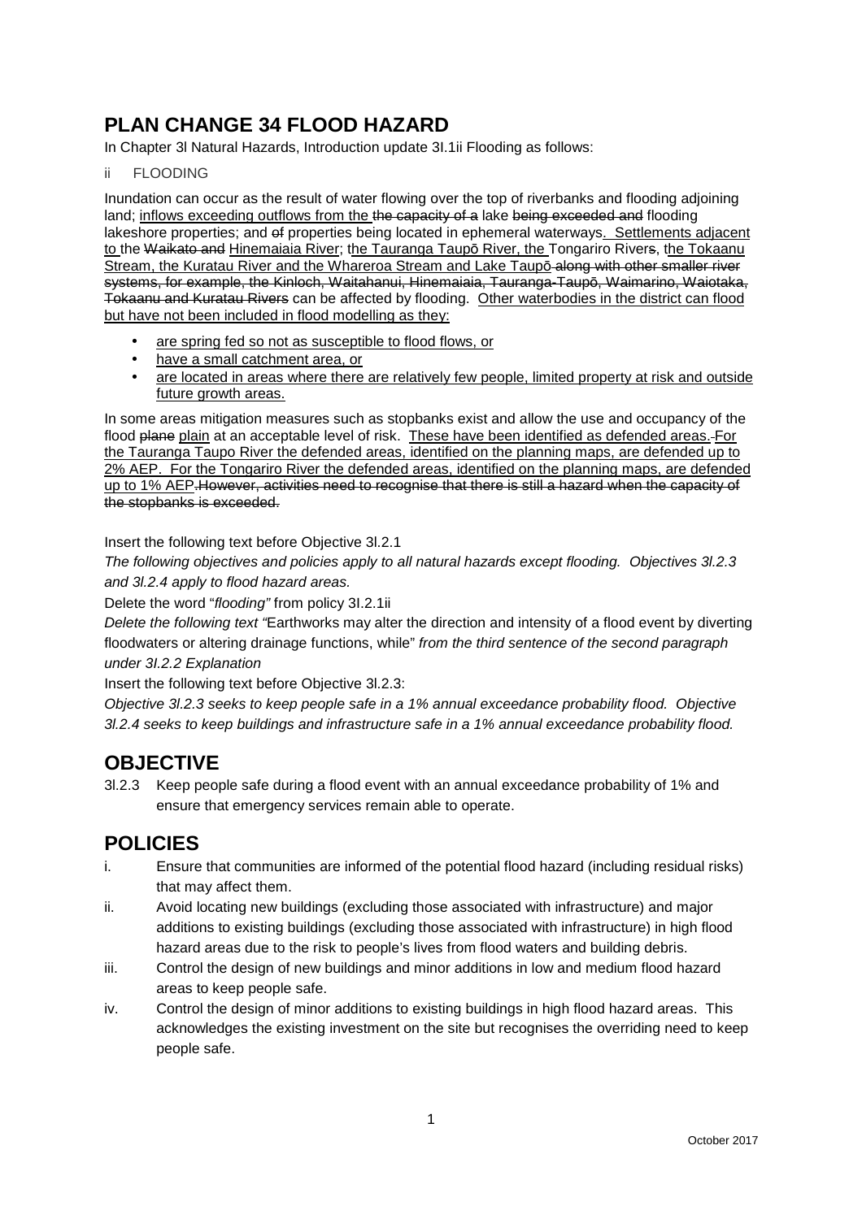# PLAN CHANGE 34 FLOOD HAZARD

In Chapter 3l Natural Hazards, Introduction update 3I.1ii Flooding as follows:

ii FLOODING

Inundation can occur as the result of water flowing over the top of riverbanks and flooding adjoining land; <u>inflows exceeding outflows from the</u> ~~the capacity of a~~ lake ~~being exceeded and~~ flooding lakeshore properties; and ~~of~~ properties being located in ephemeral waterways<u>. Settlements adjacent to</u> the ~~Waikato and~~ <u>Hinemaiaia River</u>; t<u>he Tauranga Taupō River, the</u> Tongariro River~~s~~, t<u>he Tokaanu Stream, the Kuratau River and the Whareroa Stream and Lake Taupō</u> ~~along with other smaller river systems, for example, the Kinloch, Waitahanui, Hinemaiaia, Tauranga-Taupō, Waimarino, Waiotaka, Tokaanu and Kuratau Rivers~~ can be affected by flooding. <u>Other waterbodies in the district can flood but have not been included in flood modelling as they:</u>

- <u>are spring fed so not as susceptible to flood flows, or</u>
- <u>have a small catchment area, or</u>
- <u>are located in areas where there are relatively few people, limited property at risk and outside future growth areas.</u>

In some areas mitigation measures such as stopbanks exist and allow the use and occupancy of the flood ~~plane~~ <u>plain</u> at an acceptable level of risk. <u>These have been identified as defended areas.</u> <u>For the Tauranga Taupo River the defended areas, identified on the planning maps, are defended up to 2% AEP. For the Tongariro River the defended areas, identified on the planning maps, are defended up to 1% AEP</u>~~.However, activities need to recognise that there is still a hazard when the capacity of the stopbanks is exceeded.~~

Insert the following text before Objective 3l.2.1

*The following objectives and policies apply to all natural hazards except flooding. Objectives 3l.2.3 and 3l.2.4 apply to flood hazard areas.*

Delete the word "*flooding"* from policy 3I.2.1ii

*Delete the following text "*Earthworks may alter the direction and intensity of a flood event by diverting floodwaters or altering drainage functions, while" *from the third sentence of the second paragraph under 3I.2.2 Explanation*

Insert the following text before Objective 3l.2.3:

*Objective 3l.2.3 seeks to keep people safe in a 1% annual exceedance probability flood. Objective 3l.2.4 seeks to keep buildings and infrastructure safe in a 1% annual exceedance probability flood.*

## OBJECTIVE

3l.2.3 Keep people safe during a flood event with an annual exceedance probability of 1% and ensure that emergency services remain able to operate.

## POLICIES

i. Ensure that communities are informed of the potential flood hazard (including residual risks) that may affect them.

ii. Avoid locating new buildings (excluding those associated with infrastructure) and major additions to existing buildings (excluding those associated with infrastructure) in high flood hazard areas due to the risk to people's lives from flood waters and building debris.

iii. Control the design of new buildings and minor additions in low and medium flood hazard areas to keep people safe.

iv. Control the design of minor additions to existing buildings in high flood hazard areas. This acknowledges the existing investment on the site but recognises the overriding need to keep people safe.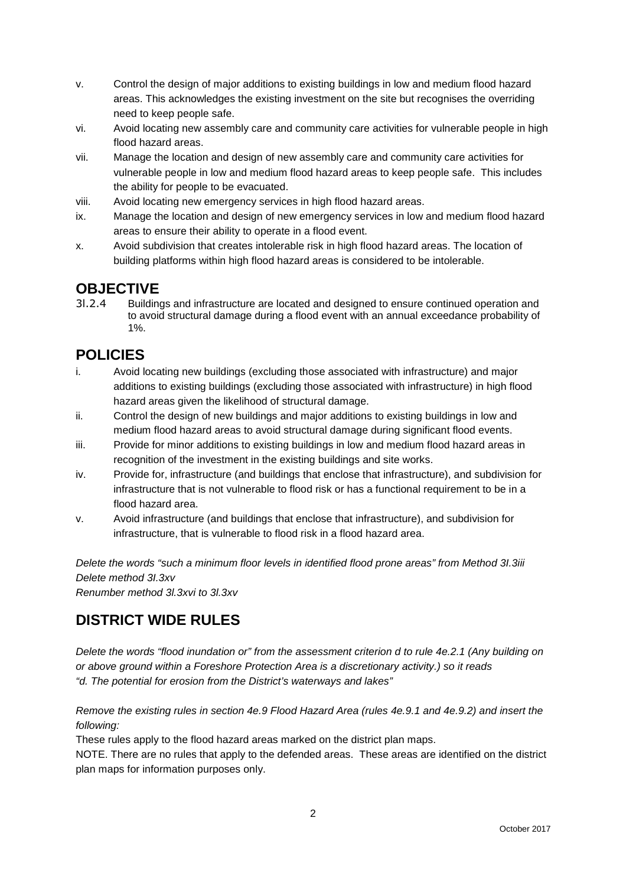v. Control the design of major additions to existing buildings in low and medium flood hazard areas. This acknowledges the existing investment on the site but recognises the overriding need to keep people safe.

vi. Avoid locating new assembly care and community care activities for vulnerable people in high flood hazard areas.

vii. Manage the location and design of new assembly care and community care activities for vulnerable people in low and medium flood hazard areas to keep people safe. This includes the ability for people to be evacuated.

viii. Avoid locating new emergency services in high flood hazard areas.

ix. Manage the location and design of new emergency services in low and medium flood hazard areas to ensure their ability to operate in a flood event.

x. Avoid subdivision that creates intolerable risk in high flood hazard areas. The location of building platforms within high flood hazard areas is considered to be intolerable.

## OBJECTIVE

3I.2.4 Buildings and infrastructure are located and designed to ensure continued operation and to avoid structural damage during a flood event with an annual exceedance probability of 1%.

## POLICIES

i. Avoid locating new buildings (excluding those associated with infrastructure) and major additions to existing buildings (excluding those associated with infrastructure) in high flood hazard areas given the likelihood of structural damage.

ii. Control the design of new buildings and major additions to existing buildings in low and medium flood hazard areas to avoid structural damage during significant flood events.

iii. Provide for minor additions to existing buildings in low and medium flood hazard areas in recognition of the investment in the existing buildings and site works.

iv. Provide for, infrastructure (and buildings that enclose that infrastructure), and subdivision for infrastructure that is not vulnerable to flood risk or has a functional requirement to be in a flood hazard area.

v. Avoid infrastructure (and buildings that enclose that infrastructure), and subdivision for infrastructure, that is vulnerable to flood risk in a flood hazard area.

*Delete the words "such a minimum floor levels in identified flood prone areas" from Method 3I.3iii*
*Delete method 3I.3xv*
*Renumber method 3l.3xvi to 3l.3xv*

## DISTRICT WIDE RULES

*Delete the words "flood inundation or" from the assessment criterion d to rule 4e.2.1 (Any building on or above ground within a Foreshore Protection Area is a discretionary activity.) so it reads "d. The potential for erosion from the District's waterways and lakes"*

*Remove the existing rules in section 4e.9 Flood Hazard Area (rules 4e.9.1 and 4e.9.2) and insert the following:*

These rules apply to the flood hazard areas marked on the district plan maps.

NOTE. There are no rules that apply to the defended areas. These areas are identified on the district plan maps for information purposes only.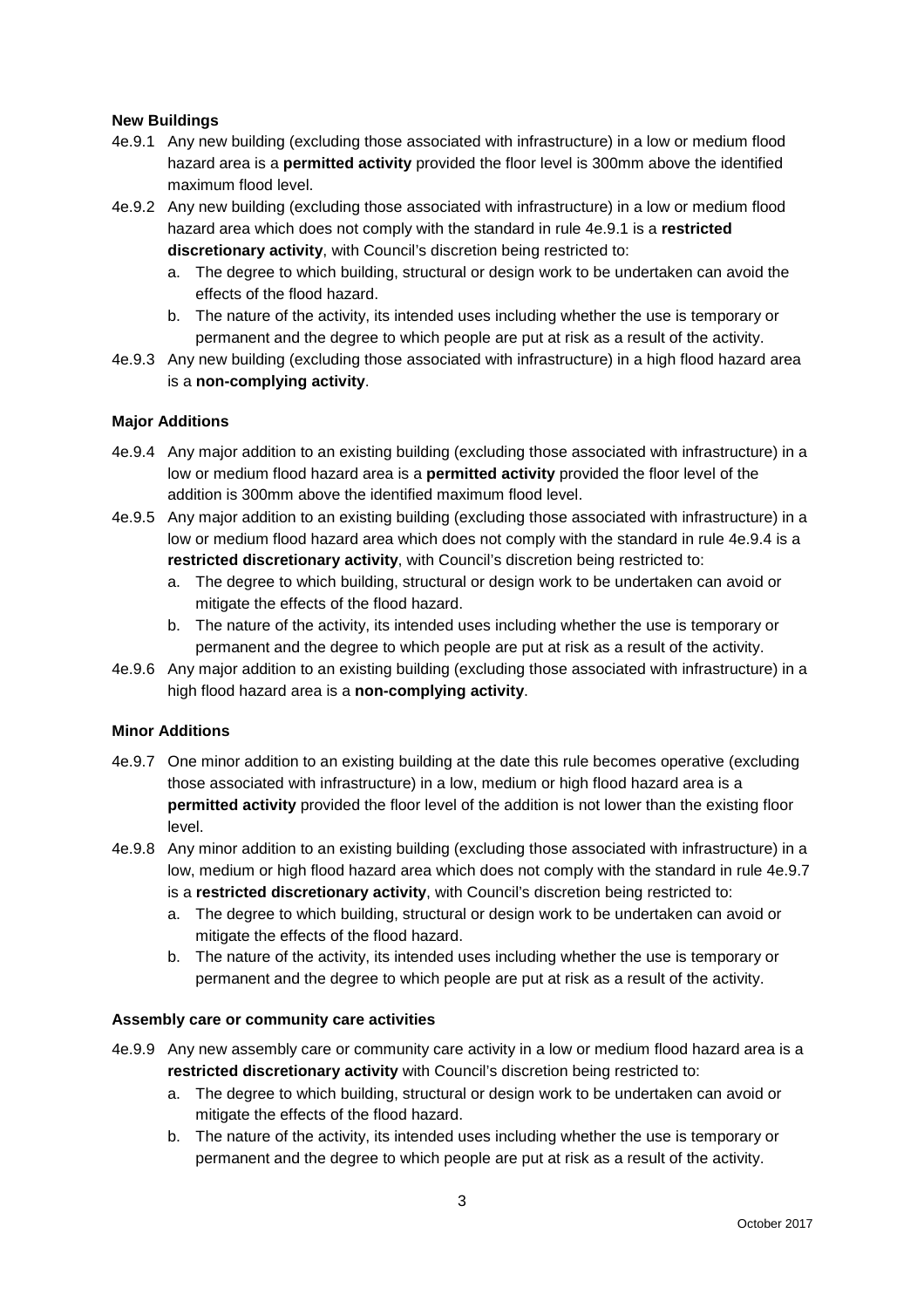**New Buildings**

4e.9.1 Any new building (excluding those associated with infrastructure) in a low or medium flood hazard area is a **permitted activity** provided the floor level is 300mm above the identified maximum flood level.

4e.9.2 Any new building (excluding those associated with infrastructure) in a low or medium flood hazard area which does not comply with the standard in rule 4e.9.1 is a **restricted discretionary activity**, with Council's discretion being restricted to:

a. The degree to which building, structural or design work to be undertaken can avoid the effects of the flood hazard.
b. The nature of the activity, its intended uses including whether the use is temporary or permanent and the degree to which people are put at risk as a result of the activity.

4e.9.3 Any new building (excluding those associated with infrastructure) in a high flood hazard area is a **non-complying activity**.

**Major Additions**

4e.9.4 Any major addition to an existing building (excluding those associated with infrastructure) in a low or medium flood hazard area is a **permitted activity** provided the floor level of the addition is 300mm above the identified maximum flood level.

4e.9.5 Any major addition to an existing building (excluding those associated with infrastructure) in a low or medium flood hazard area which does not comply with the standard in rule 4e.9.4 is a **restricted discretionary activity**, with Council's discretion being restricted to:

a. The degree to which building, structural or design work to be undertaken can avoid or mitigate the effects of the flood hazard.
b. The nature of the activity, its intended uses including whether the use is temporary or permanent and the degree to which people are put at risk as a result of the activity.

4e.9.6 Any major addition to an existing building (excluding those associated with infrastructure) in a high flood hazard area is a **non-complying activity**.

**Minor Additions**

4e.9.7 One minor addition to an existing building at the date this rule becomes operative (excluding those associated with infrastructure) in a low, medium or high flood hazard area is a **permitted activity** provided the floor level of the addition is not lower than the existing floor level.

4e.9.8 Any minor addition to an existing building (excluding those associated with infrastructure) in a low, medium or high flood hazard area which does not comply with the standard in rule 4e.9.7 is a **restricted discretionary activity**, with Council's discretion being restricted to:

a. The degree to which building, structural or design work to be undertaken can avoid or mitigate the effects of the flood hazard.
b. The nature of the activity, its intended uses including whether the use is temporary or permanent and the degree to which people are put at risk as a result of the activity.

**Assembly care or community care activities**

4e.9.9 Any new assembly care or community care activity in a low or medium flood hazard area is a **restricted discretionary activity** with Council's discretion being restricted to:

a. The degree to which building, structural or design work to be undertaken can avoid or mitigate the effects of the flood hazard.
b. The nature of the activity, its intended uses including whether the use is temporary or permanent and the degree to which people are put at risk as a result of the activity.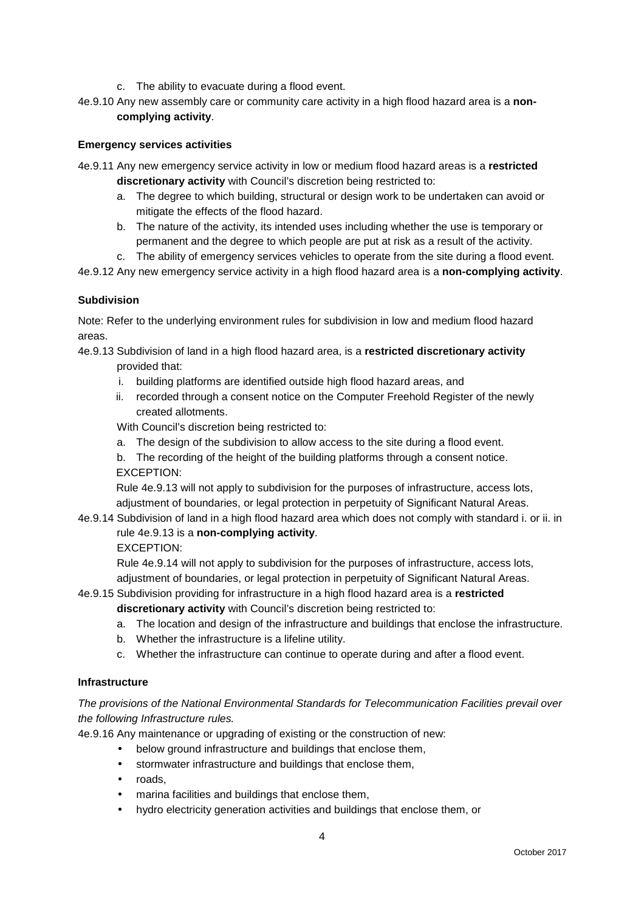c. The ability to evacuate during a flood event.

4e.9.10 Any new assembly care or community care activity in a high flood hazard area is a **non-complying activity**.

**Emergency services activities**

4e.9.11 Any new emergency service activity in low or medium flood hazard areas is a **restricted discretionary activity** with Council's discretion being restricted to:

a. The degree to which building, structural or design work to be undertaken can avoid or mitigate the effects of the flood hazard.
b. The nature of the activity, its intended uses including whether the use is temporary or permanent and the degree to which people are put at risk as a result of the activity.
c. The ability of emergency services vehicles to operate from the site during a flood event.

4e.9.12 Any new emergency service activity in a high flood hazard area is a **non-complying activity**.

**Subdivision**

Note: Refer to the underlying environment rules for subdivision in low and medium flood hazard areas.

4e.9.13 Subdivision of land in a high flood hazard area, is a **restricted discretionary activity** provided that:

i. building platforms are identified outside high flood hazard areas, and
ii. recorded through a consent notice on the Computer Freehold Register of the newly created allotments.

With Council's discretion being restricted to:

a. The design of the subdivision to allow access to the site during a flood event.
b. The recording of the height of the building platforms through a consent notice.

EXCEPTION:

Rule 4e.9.13 will not apply to subdivision for the purposes of infrastructure, access lots, adjustment of boundaries, or legal protection in perpetuity of Significant Natural Areas.

4e.9.14 Subdivision of land in a high flood hazard area which does not comply with standard i. or ii. in rule 4e.9.13 is a **non-complying activity**.

EXCEPTION:

Rule 4e.9.14 will not apply to subdivision for the purposes of infrastructure, access lots, adjustment of boundaries, or legal protection in perpetuity of Significant Natural Areas.

4e.9.15 Subdivision providing for infrastructure in a high flood hazard area is a **restricted discretionary activity** with Council's discretion being restricted to:

a. The location and design of the infrastructure and buildings that enclose the infrastructure.
b. Whether the infrastructure is a lifeline utility.
c. Whether the infrastructure can continue to operate during and after a flood event.

**Infrastructure**

*The provisions of the National Environmental Standards for Telecommunication Facilities prevail over the following Infrastructure rules.*

4e.9.16 Any maintenance or upgrading of existing or the construction of new:

- below ground infrastructure and buildings that enclose them,
- stormwater infrastructure and buildings that enclose them,
- roads,
- marina facilities and buildings that enclose them,
- hydro electricity generation activities and buildings that enclose them, or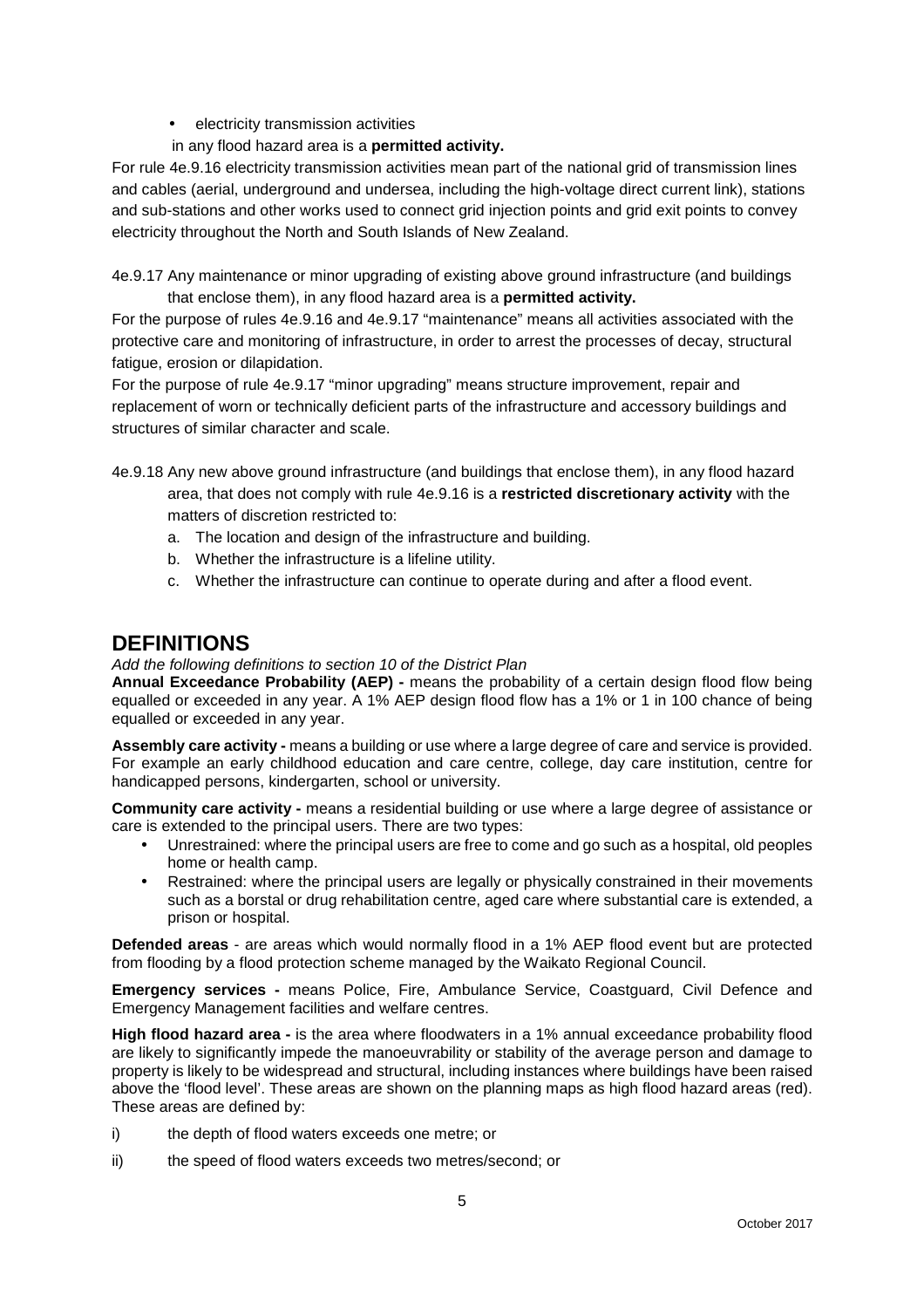- electricity transmission activities

in any flood hazard area is a **permitted activity.**

For rule 4e.9.16 electricity transmission activities mean part of the national grid of transmission lines and cables (aerial, underground and undersea, including the high-voltage direct current link), stations and sub-stations and other works used to connect grid injection points and grid exit points to convey electricity throughout the North and South Islands of New Zealand.

4e.9.17 Any maintenance or minor upgrading of existing above ground infrastructure (and buildings that enclose them), in any flood hazard area is a **permitted activity.**

For the purpose of rules 4e.9.16 and 4e.9.17 "maintenance" means all activities associated with the protective care and monitoring of infrastructure, in order to arrest the processes of decay, structural fatigue, erosion or dilapidation.

For the purpose of rule 4e.9.17 "minor upgrading" means structure improvement, repair and replacement of worn or technically deficient parts of the infrastructure and accessory buildings and structures of similar character and scale.

4e.9.18 Any new above ground infrastructure (and buildings that enclose them), in any flood hazard area, that does not comply with rule 4e.9.16 is a **restricted discretionary activity** with the matters of discretion restricted to:

a. The location and design of the infrastructure and building.
b. Whether the infrastructure is a lifeline utility.
c. Whether the infrastructure can continue to operate during and after a flood event.

# DEFINITIONS

*Add the following definitions to section 10 of the District Plan*

**Annual Exceedance Probability (AEP) -** means the probability of a certain design flood flow being equalled or exceeded in any year. A 1% AEP design flood flow has a 1% or 1 in 100 chance of being equalled or exceeded in any year.

**Assembly care activity -** means a building or use where a large degree of care and service is provided. For example an early childhood education and care centre, college, day care institution, centre for handicapped persons, kindergarten, school or university.

**Community care activity -** means a residential building or use where a large degree of assistance or care is extended to the principal users. There are two types:

- Unrestrained: where the principal users are free to come and go such as a hospital, old peoples home or health camp.
- Restrained: where the principal users are legally or physically constrained in their movements such as a borstal or drug rehabilitation centre, aged care where substantial care is extended, a prison or hospital.

**Defended areas** - are areas which would normally flood in a 1% AEP flood event but are protected from flooding by a flood protection scheme managed by the Waikato Regional Council.

**Emergency services -** means Police, Fire, Ambulance Service, Coastguard, Civil Defence and Emergency Management facilities and welfare centres.

**High flood hazard area -** is the area where floodwaters in a 1% annual exceedance probability flood are likely to significantly impede the manoeuvrability or stability of the average person and damage to property is likely to be widespread and structural, including instances where buildings have been raised above the 'flood level'. These areas are shown on the planning maps as high flood hazard areas (red). These areas are defined by:

i) the depth of flood waters exceeds one metre; or

ii) the speed of flood waters exceeds two metres/second; or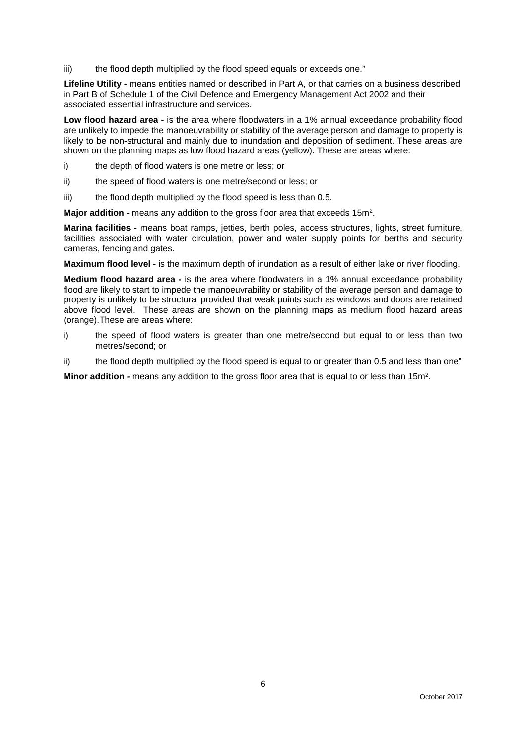iii) the flood depth multiplied by the flood speed equals or exceeds one."

**Lifeline Utility -** means entities named or described in Part A, or that carries on a business described in Part B of Schedule 1 of the Civil Defence and Emergency Management Act 2002 and their associated essential infrastructure and services.

**Low flood hazard area -** is the area where floodwaters in a 1% annual exceedance probability flood are unlikely to impede the manoeuvrability or stability of the average person and damage to property is likely to be non-structural and mainly due to inundation and deposition of sediment. These areas are shown on the planning maps as low flood hazard areas (yellow). These are areas where:

i) the depth of flood waters is one metre or less; or

ii) the speed of flood waters is one metre/second or less; or

iii) the flood depth multiplied by the flood speed is less than 0.5.

**Major addition -** means any addition to the gross floor area that exceeds 15m$^2$.

**Marina facilities -** means boat ramps, jetties, berth poles, access structures, lights, street furniture, facilities associated with water circulation, power and water supply points for berths and security cameras, fencing and gates.

**Maximum flood level -** is the maximum depth of inundation as a result of either lake or river flooding.

**Medium flood hazard area -** is the area where floodwaters in a 1% annual exceedance probability flood are likely to start to impede the manoeuvrability or stability of the average person and damage to property is unlikely to be structural provided that weak points such as windows and doors are retained above flood level. These areas are shown on the planning maps as medium flood hazard areas (orange).These are areas where:

i) the speed of flood waters is greater than one metre/second but equal to or less than two metres/second; or

ii) the flood depth multiplied by the flood speed is equal to or greater than 0.5 and less than one"

**Minor addition -** means any addition to the gross floor area that is equal to or less than 15m$^2$.